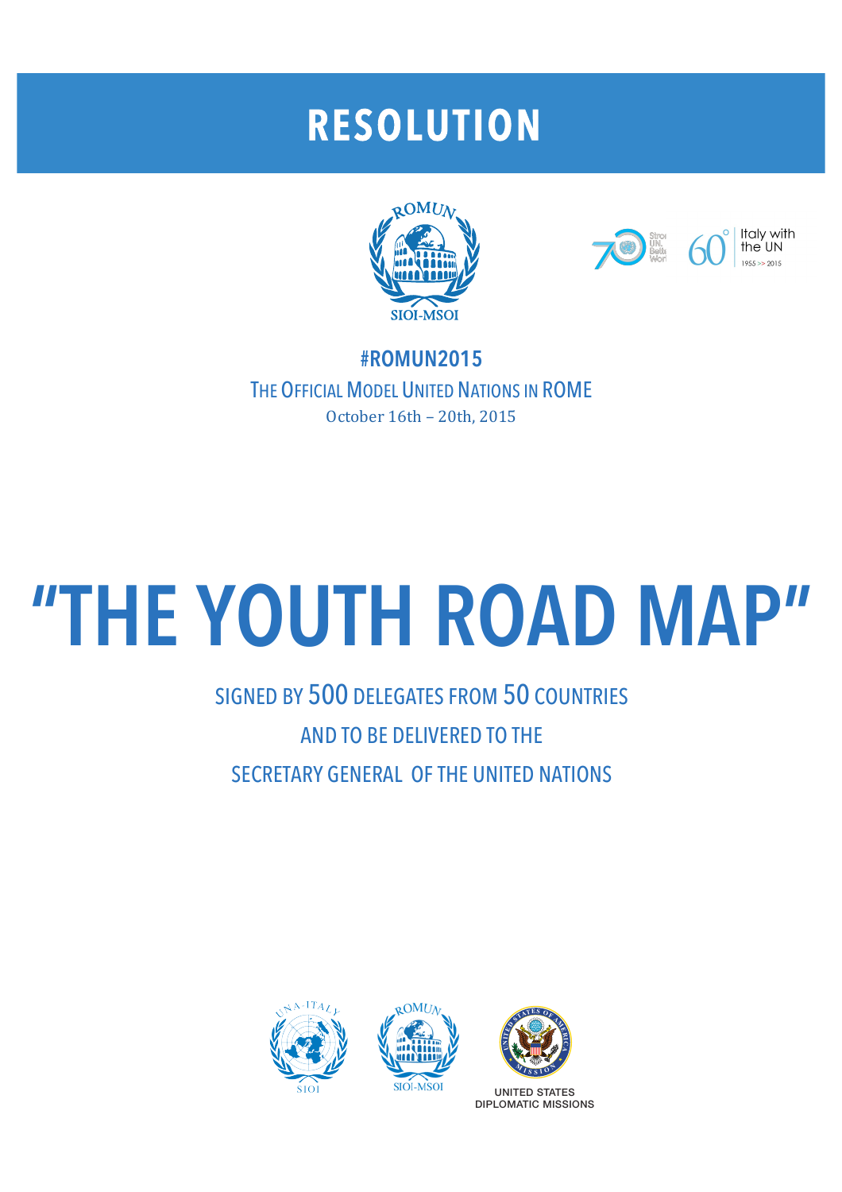# RESOLUTION

SIOI-MSOI

**#ROMUN2015**

THE OFFICIAL MODEL UNITED NATIONS IN ROME

October 16th – 20th, 2015

# "THE YOUTH ROAD MAP"

SIGNED BY 500 DELEGATES FROM 50 COUNTRIES

AND TO BE DELIVERED TO THE

SECRETARY GENERAL OF THE UNITED NATIONS

SIOI

SIOI-MSOI

UNITED STATES DIPLOMATIC MISSIONS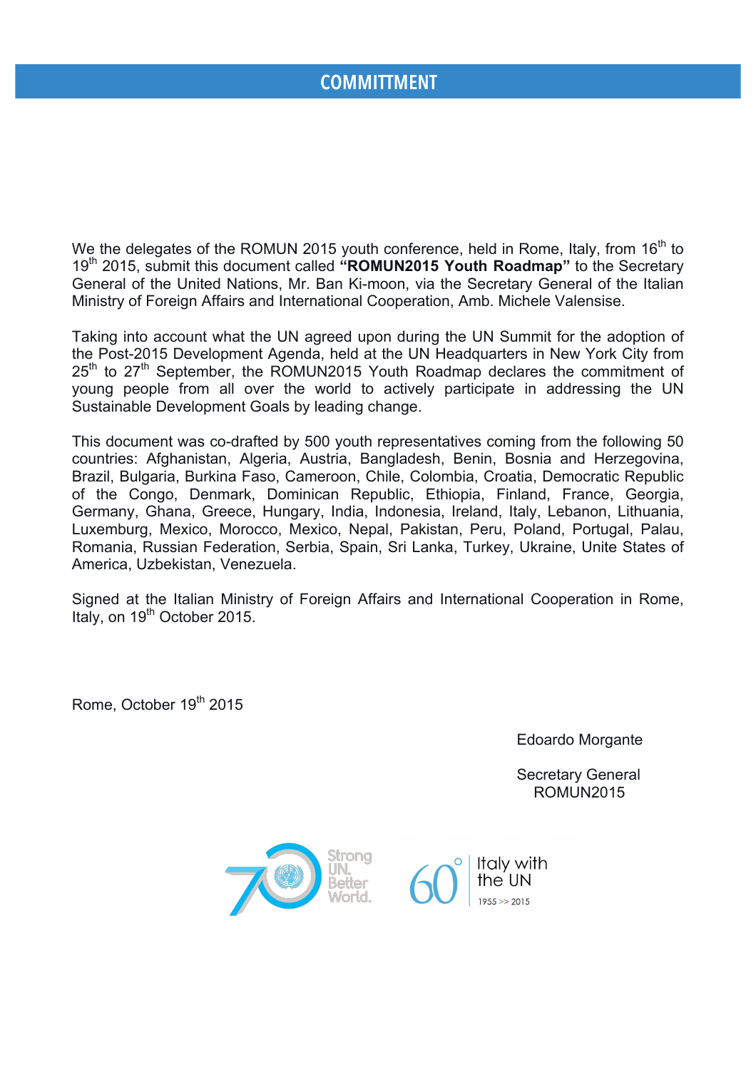# COMMITTMENT

We the delegates of the ROMUN 2015 youth conference, held in Rome, Italy, from 16th to 19th 2015, submit this document called **"ROMUN2015 Youth Roadmap"** to the Secretary General of the United Nations, Mr. Ban Ki-moon, via the Secretary General of the Italian Ministry of Foreign Affairs and International Cooperation, Amb. Michele Valensise.

Taking into account what the UN agreed upon during the UN Summit for the adoption of the Post-2015 Development Agenda, held at the UN Headquarters in New York City from 25th to 27th September, the ROMUN2015 Youth Roadmap declares the commitment of young people from all over the world to actively participate in addressing the UN Sustainable Development Goals by leading change.

This document was co-drafted by 500 youth representatives coming from the following 50 countries: Afghanistan, Algeria, Austria, Bangladesh, Benin, Bosnia and Herzegovina, Brazil, Bulgaria, Burkina Faso, Cameroon, Chile, Colombia, Croatia, Democratic Republic of the Congo, Denmark, Dominican Republic, Ethiopia, Finland, France, Georgia, Germany, Ghana, Greece, Hungary, India, Indonesia, Ireland, Italy, Lebanon, Lithuania, Luxemburg, Mexico, Morocco, Mexico, Nepal, Pakistan, Peru, Poland, Portugal, Palau, Romania, Russian Federation, Serbia, Spain, Sri Lanka, Turkey, Ukraine, Unite States of America, Uzbekistan, Venezuela.

Signed at the Italian Ministry of Foreign Affairs and International Cooperation in Rome, Italy, on 19th October 2015.

Rome, October 19th 2015

Edoardo Morgante

Secretary General
ROMUN2015

Strong UN. Better World.

60° Italy with the UN 1955 >> 2015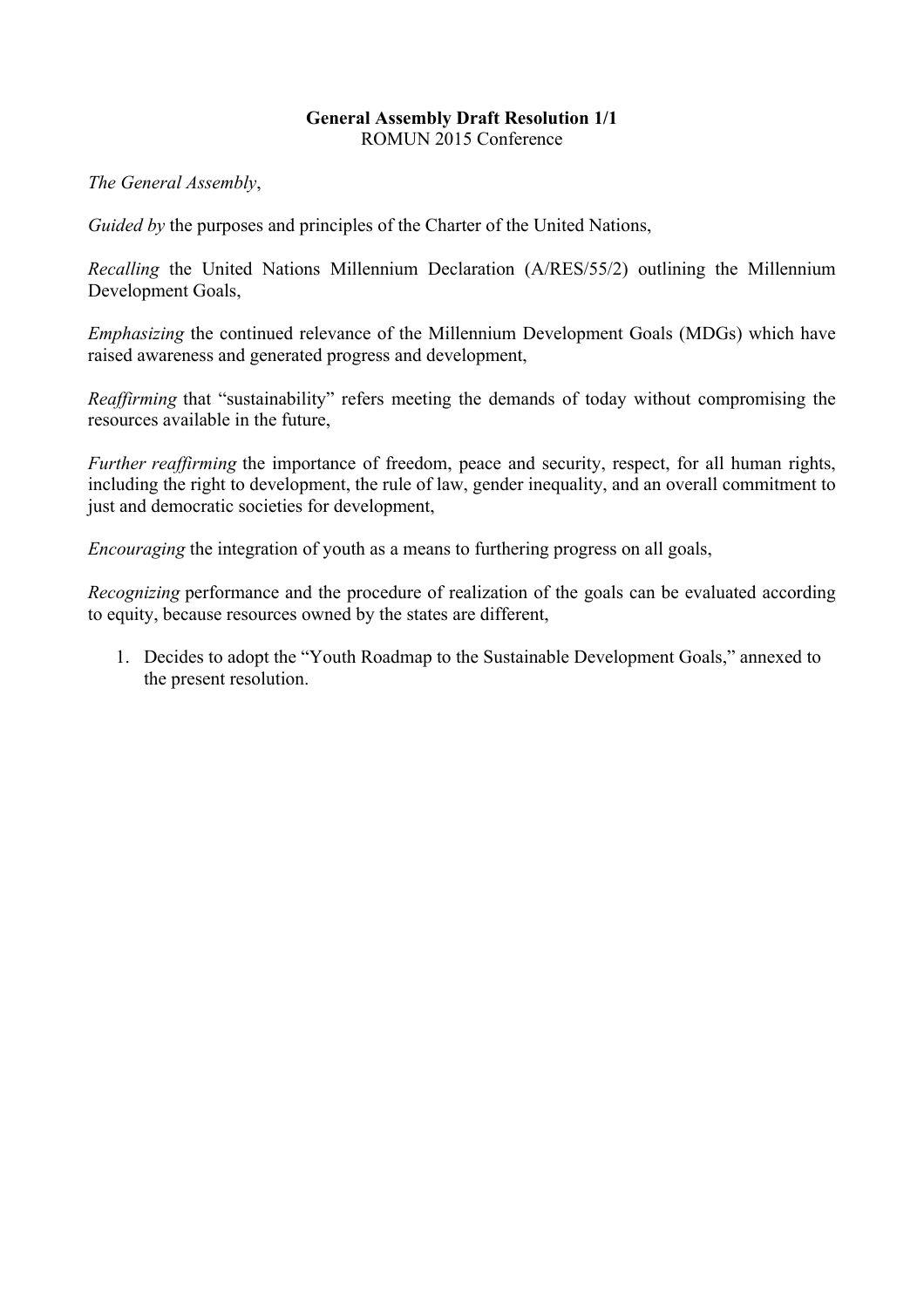**General Assembly Draft Resolution 1/1**
ROMUN 2015 Conference

*The General Assembly*,

*Guided by* the purposes and principles of the Charter of the United Nations,

*Recalling* the United Nations Millennium Declaration (A/RES/55/2) outlining the Millennium Development Goals,

*Emphasizing* the continued relevance of the Millennium Development Goals (MDGs) which have raised awareness and generated progress and development,

*Reaffirming* that "sustainability" refers meeting the demands of today without compromising the resources available in the future,

*Further reaffirming* the importance of freedom, peace and security, respect, for all human rights, including the right to development, the rule of law, gender inequality, and an overall commitment to just and democratic societies for development,

*Encouraging* the integration of youth as a means to furthering progress on all goals,

*Recognizing* performance and the procedure of realization of the goals can be evaluated according to equity, because resources owned by the states are different,

1. Decides to adopt the "Youth Roadmap to the Sustainable Development Goals," annexed to the present resolution.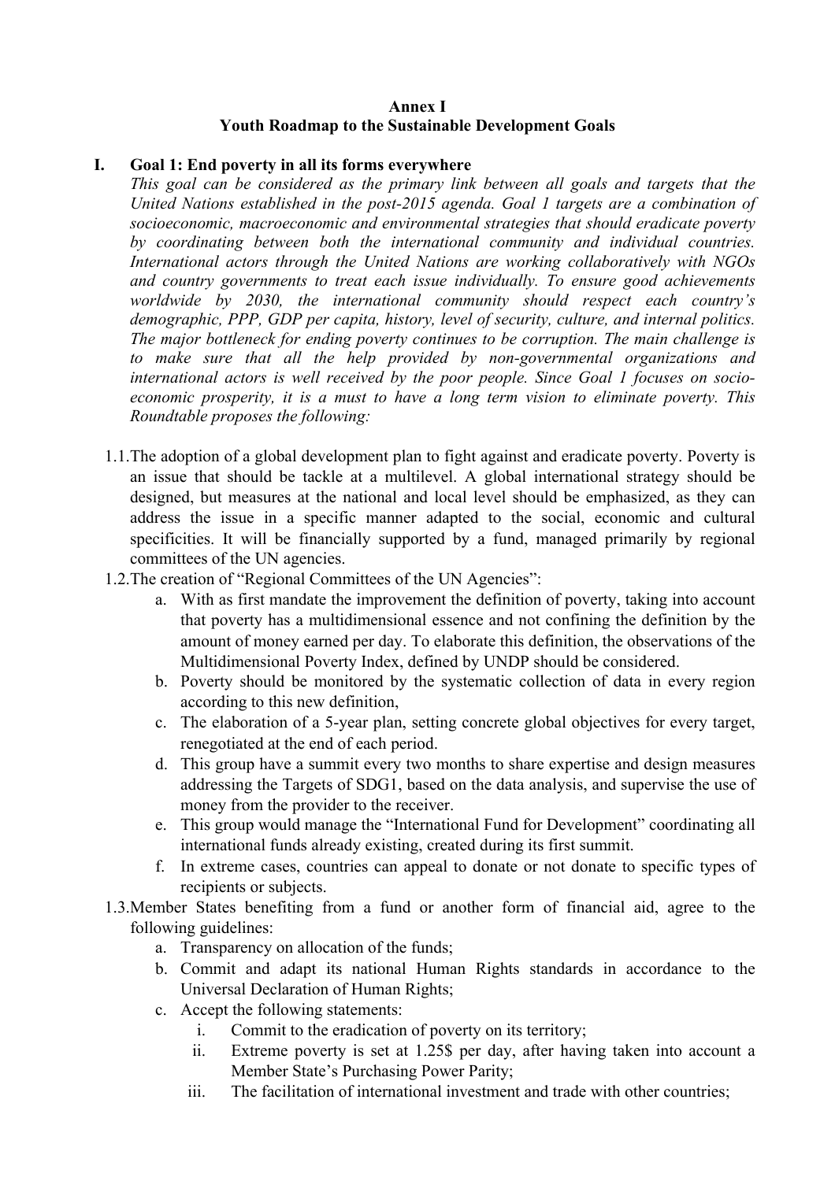**Annex I**
**Youth Roadmap to the Sustainable Development Goals**

## I. Goal 1: End poverty in all its forms everywhere

*This goal can be considered as the primary link between all goals and targets that the United Nations established in the post-2015 agenda. Goal 1 targets are a combination of socioeconomic, macroeconomic and environmental strategies that should eradicate poverty by coordinating between both the international community and individual countries. International actors through the United Nations are working collaboratively with NGOs and country governments to treat each issue individually. To ensure good achievements worldwide by 2030, the international community should respect each country's demographic, PPP, GDP per capita, history, level of security, culture, and internal politics. The major bottleneck for ending poverty continues to be corruption. The main challenge is to make sure that all the help provided by non-governmental organizations and international actors is well received by the poor people. Since Goal 1 focuses on socio-economic prosperity, it is a must to have a long term vision to eliminate poverty. This Roundtable proposes the following:*

1.1. The adoption of a global development plan to fight against and eradicate poverty. Poverty is an issue that should be tackle at a multilevel. A global international strategy should be designed, but measures at the national and local level should be emphasized, as they can address the issue in a specific manner adapted to the social, economic and cultural specificities. It will be financially supported by a fund, managed primarily by regional committees of the UN agencies.

1.2. The creation of "Regional Committees of the UN Agencies":
   a. With as first mandate the improvement the definition of poverty, taking into account that poverty has a multidimensional essence and not confining the definition by the amount of money earned per day. To elaborate this definition, the observations of the Multidimensional Poverty Index, defined by UNDP should be considered.
   b. Poverty should be monitored by the systematic collection of data in every region according to this new definition,
   c. The elaboration of a 5-year plan, setting concrete global objectives for every target, renegotiated at the end of each period.
   d. This group have a summit every two months to share expertise and design measures addressing the Targets of SDG1, based on the data analysis, and supervise the use of money from the provider to the receiver.
   e. This group would manage the "International Fund for Development" coordinating all international funds already existing, created during its first summit.
   f. In extreme cases, countries can appeal to donate or not donate to specific types of recipients or subjects.

1.3. Member States benefiting from a fund or another form of financial aid, agree to the following guidelines:
   a. Transparency on allocation of the funds;
   b. Commit and adapt its national Human Rights standards in accordance to the Universal Declaration of Human Rights;
   c. Accept the following statements:
      i. Commit to the eradication of poverty on its territory;
      ii. Extreme poverty is set at 1.25$ per day, after having taken into account a Member State's Purchasing Power Parity;
      iii. The facilitation of international investment and trade with other countries;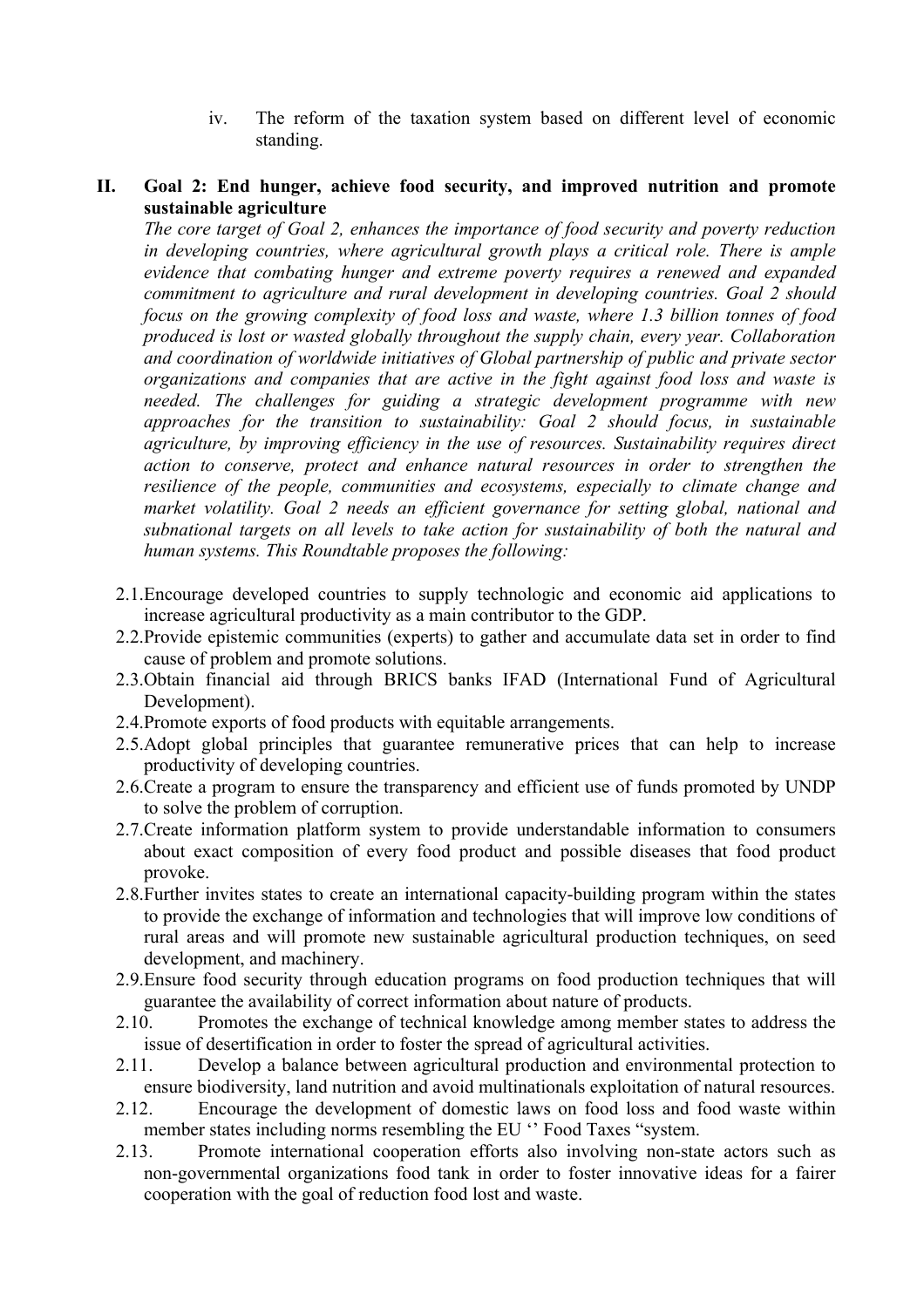iv. The reform of the taxation system based on different level of economic standing.

## II. Goal 2: End hunger, achieve food security, and improved nutrition and promote sustainable agriculture

*The core target of Goal 2, enhances the importance of food security and poverty reduction in developing countries, where agricultural growth plays a critical role. There is ample evidence that combating hunger and extreme poverty requires a renewed and expanded commitment to agriculture and rural development in developing countries. Goal 2 should focus on the growing complexity of food loss and waste, where 1.3 billion tonnes of food produced is lost or wasted globally throughout the supply chain, every year. Collaboration and coordination of worldwide initiatives of Global partnership of public and private sector organizations and companies that are active in the fight against food loss and waste is needed. The challenges for guiding a strategic development programme with new approaches for the transition to sustainability: Goal 2 should focus, in sustainable agriculture, by improving efficiency in the use of resources. Sustainability requires direct action to conserve, protect and enhance natural resources in order to strengthen the resilience of the people, communities and ecosystems, especially to climate change and market volatility. Goal 2 needs an efficient governance for setting global, national and subnational targets on all levels to take action for sustainability of both the natural and human systems. This Roundtable proposes the following:*

2.1. Encourage developed countries to supply technologic and economic aid applications to increase agricultural productivity as a main contributor to the GDP.

2.2. Provide epistemic communities (experts) to gather and accumulate data set in order to find cause of problem and promote solutions.

2.3. Obtain financial aid through BRICS banks IFAD (International Fund of Agricultural Development).

2.4. Promote exports of food products with equitable arrangements.

2.5. Adopt global principles that guarantee remunerative prices that can help to increase productivity of developing countries.

2.6. Create a program to ensure the transparency and efficient use of funds promoted by UNDP to solve the problem of corruption.

2.7. Create information platform system to provide understandable information to consumers about exact composition of every food product and possible diseases that food product provoke.

2.8. Further invites states to create an international capacity-building program within the states to provide the exchange of information and technologies that will improve low conditions of rural areas and will promote new sustainable agricultural production techniques, on seed development, and machinery.

2.9. Ensure food security through education programs on food production techniques that will guarantee the availability of correct information about nature of products.

2.10. Promotes the exchange of technical knowledge among member states to address the issue of desertification in order to foster the spread of agricultural activities.

2.11. Develop a balance between agricultural production and environmental protection to ensure biodiversity, land nutrition and avoid multinationals exploitation of natural resources.

2.12. Encourage the development of domestic laws on food loss and food waste within member states including norms resembling the EU '' Food Taxes "system.

2.13. Promote international cooperation efforts also involving non-state actors such as non-governmental organizations food tank in order to foster innovative ideas for a fairer cooperation with the goal of reduction food lost and waste.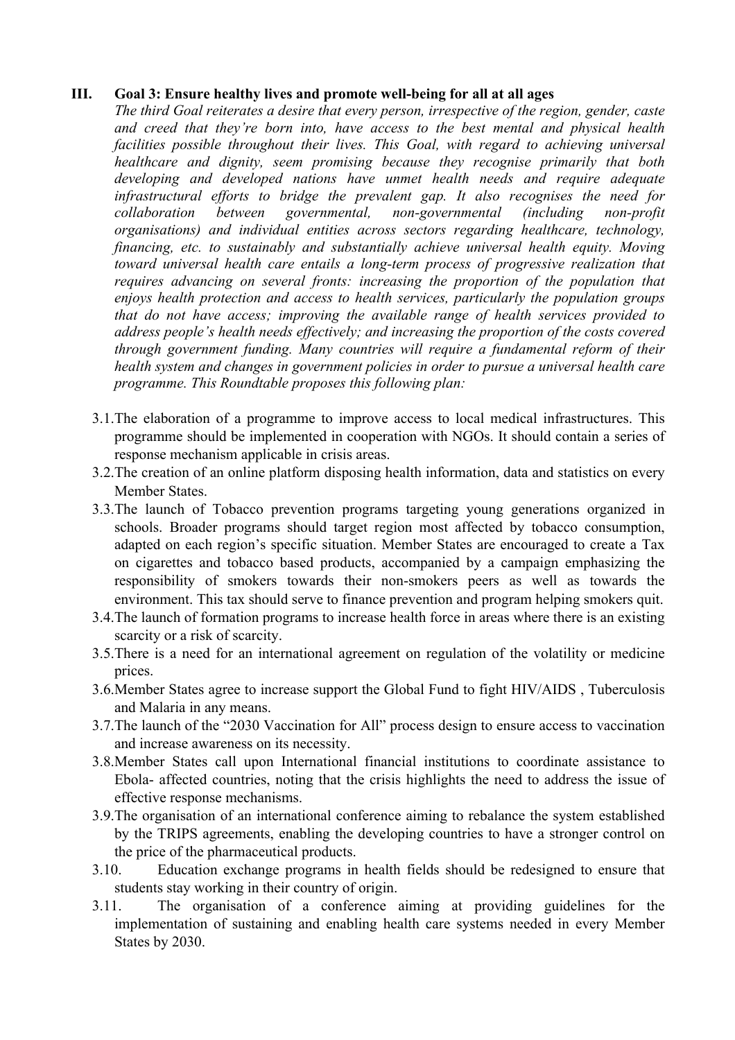### III. Goal 3: Ensure healthy lives and promote well-being for all at all ages

*The third Goal reiterates a desire that every person, irrespective of the region, gender, caste and creed that they're born into, have access to the best mental and physical health facilities possible throughout their lives. This Goal, with regard to achieving universal healthcare and dignity, seem promising because they recognise primarily that both developing and developed nations have unmet health needs and require adequate infrastructural efforts to bridge the prevalent gap. It also recognises the need for collaboration between governmental, non-governmental (including non-profit organisations) and individual entities across sectors regarding healthcare, technology, financing, etc. to sustainably and substantially achieve universal health equity. Moving toward universal health care entails a long-term process of progressive realization that requires advancing on several fronts: increasing the proportion of the population that enjoys health protection and access to health services, particularly the population groups that do not have access; improving the available range of health services provided to address people's health needs effectively; and increasing the proportion of the costs covered through government funding. Many countries will require a fundamental reform of their health system and changes in government policies in order to pursue a universal health care programme. This Roundtable proposes this following plan:*

3.1. The elaboration of a programme to improve access to local medical infrastructures. This programme should be implemented in cooperation with NGOs. It should contain a series of response mechanism applicable in crisis areas.

3.2. The creation of an online platform disposing health information, data and statistics on every Member States.

3.3. The launch of Tobacco prevention programs targeting young generations organized in schools. Broader programs should target region most affected by tobacco consumption, adapted on each region's specific situation. Member States are encouraged to create a Tax on cigarettes and tobacco based products, accompanied by a campaign emphasizing the responsibility of smokers towards their non-smokers peers as well as towards the environment. This tax should serve to finance prevention and program helping smokers quit.

3.4. The launch of formation programs to increase health force in areas where there is an existing scarcity or a risk of scarcity.

3.5. There is a need for an international agreement on regulation of the volatility or medicine prices.

3.6. Member States agree to increase support the Global Fund to fight HIV/AIDS , Tuberculosis and Malaria in any means.

3.7. The launch of the "2030 Vaccination for All" process design to ensure access to vaccination and increase awareness on its necessity.

3.8. Member States call upon International financial institutions to coordinate assistance to Ebola- affected countries, noting that the crisis highlights the need to address the issue of effective response mechanisms.

3.9. The organisation of an international conference aiming to rebalance the system established by the TRIPS agreements, enabling the developing countries to have a stronger control on the price of the pharmaceutical products.

3.10. Education exchange programs in health fields should be redesigned to ensure that students stay working in their country of origin.

3.11. The organisation of a conference aiming at providing guidelines for the implementation of sustaining and enabling health care systems needed in every Member States by 2030.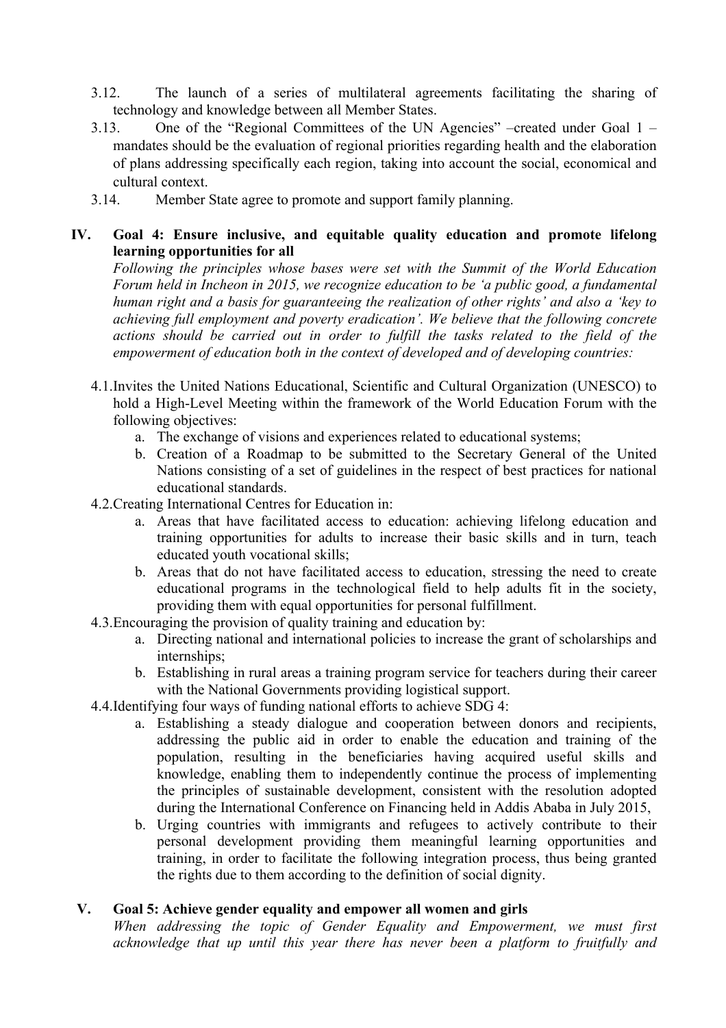3.12. The launch of a series of multilateral agreements facilitating the sharing of technology and knowledge between all Member States.

3.13. One of the "Regional Committees of the UN Agencies" –created under Goal 1 – mandates should be the evaluation of regional priorities regarding health and the elaboration of plans addressing specifically each region, taking into account the social, economical and cultural context.

3.14. Member State agree to promote and support family planning.

## IV. Goal 4: Ensure inclusive, and equitable quality education and promote lifelong learning opportunities for all

*Following the principles whose bases were set with the Summit of the World Education Forum held in Incheon in 2015, we recognize education to be 'a public good, a fundamental human right and a basis for guaranteeing the realization of other rights' and also a 'key to achieving full employment and poverty eradication'. We believe that the following concrete actions should be carried out in order to fulfill the tasks related to the field of the empowerment of education both in the context of developed and of developing countries:*

4.1. Invites the United Nations Educational, Scientific and Cultural Organization (UNESCO) to hold a High-Level Meeting within the framework of the World Education Forum with the following objectives:
   a. The exchange of visions and experiences related to educational systems;
   b. Creation of a Roadmap to be submitted to the Secretary General of the United Nations consisting of a set of guidelines in the respect of best practices for national educational standards.

4.2. Creating International Centres for Education in:
   a. Areas that have facilitated access to education: achieving lifelong education and training opportunities for adults to increase their basic skills and in turn, teach educated youth vocational skills;
   b. Areas that do not have facilitated access to education, stressing the need to create educational programs in the technological field to help adults fit in the society, providing them with equal opportunities for personal fulfillment.

4.3. Encouraging the provision of quality training and education by:
   a. Directing national and international policies to increase the grant of scholarships and internships;
   b. Establishing in rural areas a training program service for teachers during their career with the National Governments providing logistical support.

4.4. Identifying four ways of funding national efforts to achieve SDG 4:
   a. Establishing a steady dialogue and cooperation between donors and recipients, addressing the public aid in order to enable the education and training of the population, resulting in the beneficiaries having acquired useful skills and knowledge, enabling them to independently continue the process of implementing the principles of sustainable development, consistent with the resolution adopted during the International Conference on Financing held in Addis Ababa in July 2015,
   b. Urging countries with immigrants and refugees to actively contribute to their personal development providing them meaningful learning opportunities and training, in order to facilitate the following integration process, thus being granted the rights due to them according to the definition of social dignity.

## V. Goal 5: Achieve gender equality and empower all women and girls

*When addressing the topic of Gender Equality and Empowerment, we must first acknowledge that up until this year there has never been a platform to fruitfully and*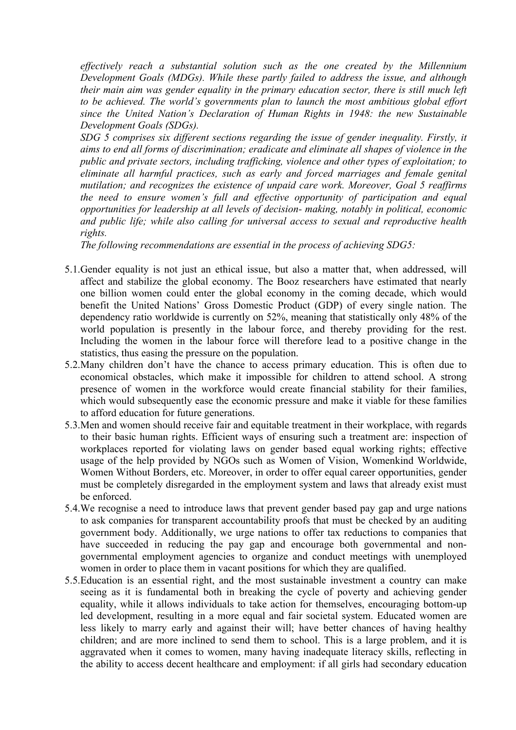*effectively reach a substantial solution such as the one created by the Millennium Development Goals (MDGs). While these partly failed to address the issue, and although their main aim was gender equality in the primary education sector, there is still much left to be achieved. The world's governments plan to launch the most ambitious global effort since the United Nation's Declaration of Human Rights in 1948: the new Sustainable Development Goals (SDGs).*

*SDG 5 comprises six different sections regarding the issue of gender inequality. Firstly, it aims to end all forms of discrimination; eradicate and eliminate all shapes of violence in the public and private sectors, including trafficking, violence and other types of exploitation; to eliminate all harmful practices, such as early and forced marriages and female genital mutilation; and recognizes the existence of unpaid care work. Moreover, Goal 5 reaffirms the need to ensure women's full and effective opportunity of participation and equal opportunities for leadership at all levels of decision- making, notably in political, economic and public life; while also calling for universal access to sexual and reproductive health rights.*

*The following recommendations are essential in the process of achieving SDG5:*

5.1. Gender equality is not just an ethical issue, but also a matter that, when addressed, will affect and stabilize the global economy. The Booz researchers have estimated that nearly one billion women could enter the global economy in the coming decade, which would benefit the United Nations' Gross Domestic Product (GDP) of every single nation. The dependency ratio worldwide is currently on 52%, meaning that statistically only 48% of the world population is presently in the labour force, and thereby providing for the rest. Including the women in the labour force will therefore lead to a positive change in the statistics, thus easing the pressure on the population.

5.2. Many children don't have the chance to access primary education. This is often due to economical obstacles, which make it impossible for children to attend school. A strong presence of women in the workforce would create financial stability for their families, which would subsequently ease the economic pressure and make it viable for these families to afford education for future generations.

5.3. Men and women should receive fair and equitable treatment in their workplace, with regards to their basic human rights. Efficient ways of ensuring such a treatment are: inspection of workplaces reported for violating laws on gender based equal working rights; effective usage of the help provided by NGOs such as Women of Vision, Womenkind Worldwide, Women Without Borders, etc. Moreover, in order to offer equal career opportunities, gender must be completely disregarded in the employment system and laws that already exist must be enforced.

5.4. We recognise a need to introduce laws that prevent gender based pay gap and urge nations to ask companies for transparent accountability proofs that must be checked by an auditing government body. Additionally, we urge nations to offer tax reductions to companies that have succeeded in reducing the pay gap and encourage both governmental and non-governmental employment agencies to organize and conduct meetings with unemployed women in order to place them in vacant positions for which they are qualified.

5.5. Education is an essential right, and the most sustainable investment a country can make seeing as it is fundamental both in breaking the cycle of poverty and achieving gender equality, while it allows individuals to take action for themselves, encouraging bottom-up led development, resulting in a more equal and fair societal system. Educated women are less likely to marry early and against their will; have better chances of having healthy children; and are more inclined to send them to school. This is a large problem, and it is aggravated when it comes to women, many having inadequate literacy skills, reflecting in the ability to access decent healthcare and employment: if all girls had secondary education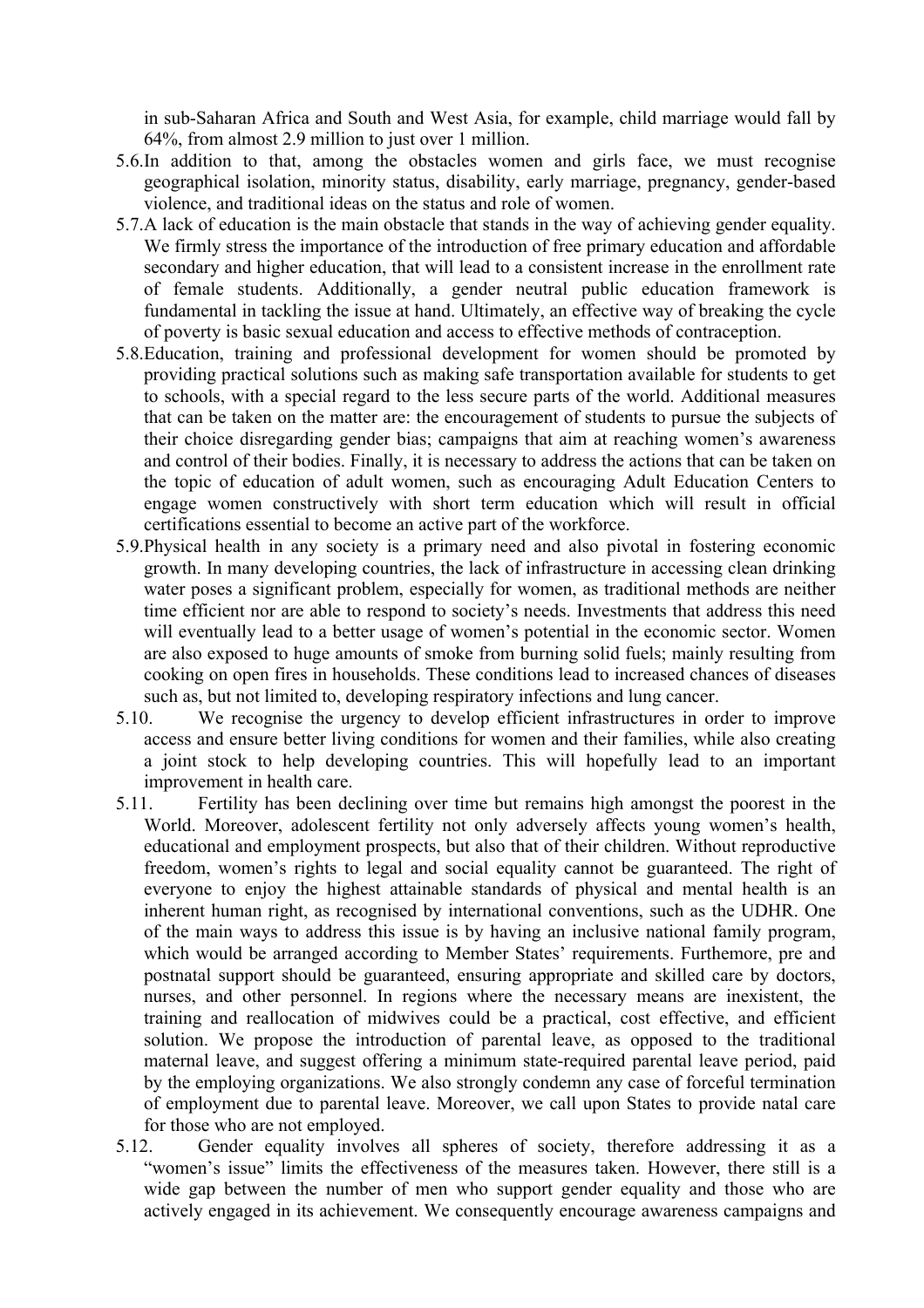in sub-Saharan Africa and South and West Asia, for example, child marriage would fall by 64%, from almost 2.9 million to just over 1 million.

5.6. In addition to that, among the obstacles women and girls face, we must recognise geographical isolation, minority status, disability, early marriage, pregnancy, gender-based violence, and traditional ideas on the status and role of women.

5.7. A lack of education is the main obstacle that stands in the way of achieving gender equality. We firmly stress the importance of the introduction of free primary education and affordable secondary and higher education, that will lead to a consistent increase in the enrollment rate of female students. Additionally, a gender neutral public education framework is fundamental in tackling the issue at hand. Ultimately, an effective way of breaking the cycle of poverty is basic sexual education and access to effective methods of contraception.

5.8. Education, training and professional development for women should be promoted by providing practical solutions such as making safe transportation available for students to get to schools, with a special regard to the less secure parts of the world. Additional measures that can be taken on the matter are: the encouragement of students to pursue the subjects of their choice disregarding gender bias; campaigns that aim at reaching women's awareness and control of their bodies. Finally, it is necessary to address the actions that can be taken on the topic of education of adult women, such as encouraging Adult Education Centers to engage women constructively with short term education which will result in official certifications essential to become an active part of the workforce.

5.9. Physical health in any society is a primary need and also pivotal in fostering economic growth. In many developing countries, the lack of infrastructure in accessing clean drinking water poses a significant problem, especially for women, as traditional methods are neither time efficient nor are able to respond to society's needs. Investments that address this need will eventually lead to a better usage of women's potential in the economic sector. Women are also exposed to huge amounts of smoke from burning solid fuels; mainly resulting from cooking on open fires in households. These conditions lead to increased chances of diseases such as, but not limited to, developing respiratory infections and lung cancer.

5.10. We recognise the urgency to develop efficient infrastructures in order to improve access and ensure better living conditions for women and their families, while also creating a joint stock to help developing countries. This will hopefully lead to an important improvement in health care.

5.11. Fertility has been declining over time but remains high amongst the poorest in the World. Moreover, adolescent fertility not only adversely affects young women's health, educational and employment prospects, but also that of their children. Without reproductive freedom, women's rights to legal and social equality cannot be guaranteed. The right of everyone to enjoy the highest attainable standards of physical and mental health is an inherent human right, as recognised by international conventions, such as the UDHR. One of the main ways to address this issue is by having an inclusive national family program, which would be arranged according to Member States' requirements. Furthermore, pre and postnatal support should be guaranteed, ensuring appropriate and skilled care by doctors, nurses, and other personnel. In regions where the necessary means are inexistent, the training and reallocation of midwives could be a practical, cost effective, and efficient solution. We propose the introduction of parental leave, as opposed to the traditional maternal leave, and suggest offering a minimum state-required parental leave period, paid by the employing organizations. We also strongly condemn any case of forceful termination of employment due to parental leave. Moreover, we call upon States to provide natal care for those who are not employed.

5.12. Gender equality involves all spheres of society, therefore addressing it as a "women's issue" limits the effectiveness of the measures taken. However, there still is a wide gap between the number of men who support gender equality and those who are actively engaged in its achievement. We consequently encourage awareness campaigns and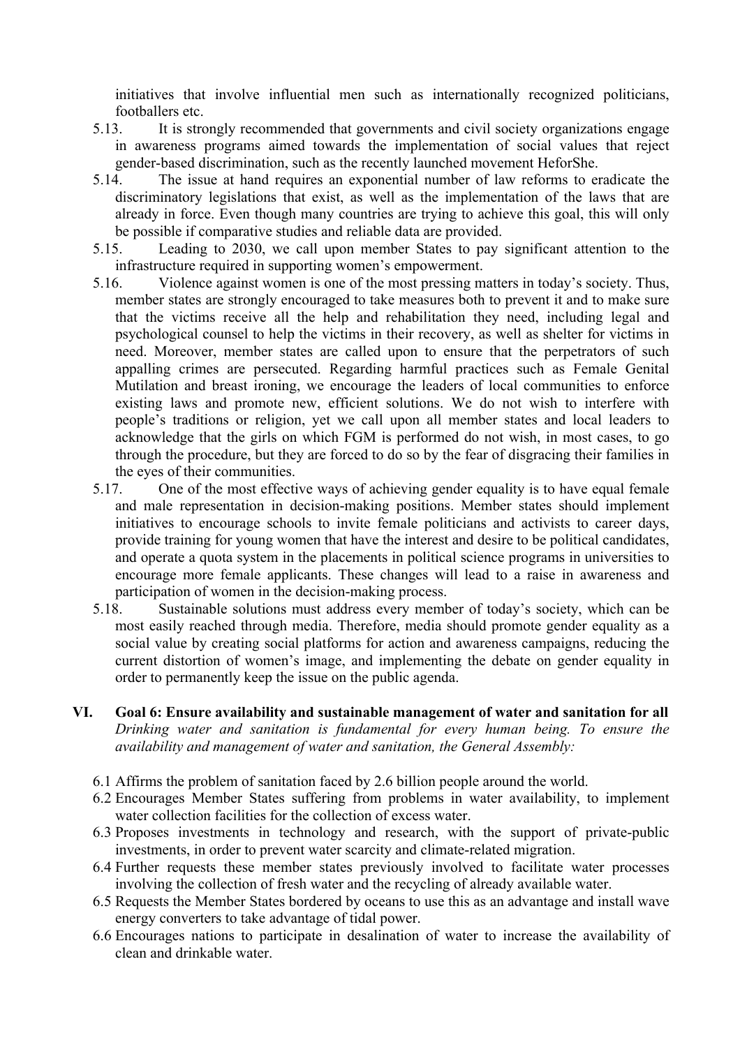initiatives that involve influential men such as internationally recognized politicians, footballers etc.

5.13. It is strongly recommended that governments and civil society organizations engage in awareness programs aimed towards the implementation of social values that reject gender-based discrimination, such as the recently launched movement HeforShe.

5.14. The issue at hand requires an exponential number of law reforms to eradicate the discriminatory legislations that exist, as well as the implementation of the laws that are already in force. Even though many countries are trying to achieve this goal, this will only be possible if comparative studies and reliable data are provided.

5.15. Leading to 2030, we call upon member States to pay significant attention to the infrastructure required in supporting women's empowerment.

5.16. Violence against women is one of the most pressing matters in today's society. Thus, member states are strongly encouraged to take measures both to prevent it and to make sure that the victims receive all the help and rehabilitation they need, including legal and psychological counsel to help the victims in their recovery, as well as shelter for victims in need. Moreover, member states are called upon to ensure that the perpetrators of such appalling crimes are persecuted. Regarding harmful practices such as Female Genital Mutilation and breast ironing, we encourage the leaders of local communities to enforce existing laws and promote new, efficient solutions. We do not wish to interfere with people's traditions or religion, yet we call upon all member states and local leaders to acknowledge that the girls on which FGM is performed do not wish, in most cases, to go through the procedure, but they are forced to do so by the fear of disgracing their families in the eyes of their communities.

5.17. One of the most effective ways of achieving gender equality is to have equal female and male representation in decision-making positions. Member states should implement initiatives to encourage schools to invite female politicians and activists to career days, provide training for young women that have the interest and desire to be political candidates, and operate a quota system in the placements in political science programs in universities to encourage more female applicants. These changes will lead to a raise in awareness and participation of women in the decision-making process.

5.18. Sustainable solutions must address every member of today's society, which can be most easily reached through media. Therefore, media should promote gender equality as a social value by creating social platforms for action and awareness campaigns, reducing the current distortion of women's image, and implementing the debate on gender equality in order to permanently keep the issue on the public agenda.

## VI. Goal 6: Ensure availability and sustainable management of water and sanitation for all

*Drinking water and sanitation is fundamental for every human being. To ensure the availability and management of water and sanitation, the General Assembly:*

6.1 Affirms the problem of sanitation faced by 2.6 billion people around the world.

6.2 Encourages Member States suffering from problems in water availability, to implement water collection facilities for the collection of excess water.

6.3 Proposes investments in technology and research, with the support of private-public investments, in order to prevent water scarcity and climate-related migration.

6.4 Further requests these member states previously involved to facilitate water processes involving the collection of fresh water and the recycling of already available water.

6.5 Requests the Member States bordered by oceans to use this as an advantage and install wave energy converters to take advantage of tidal power.

6.6 Encourages nations to participate in desalination of water to increase the availability of clean and drinkable water.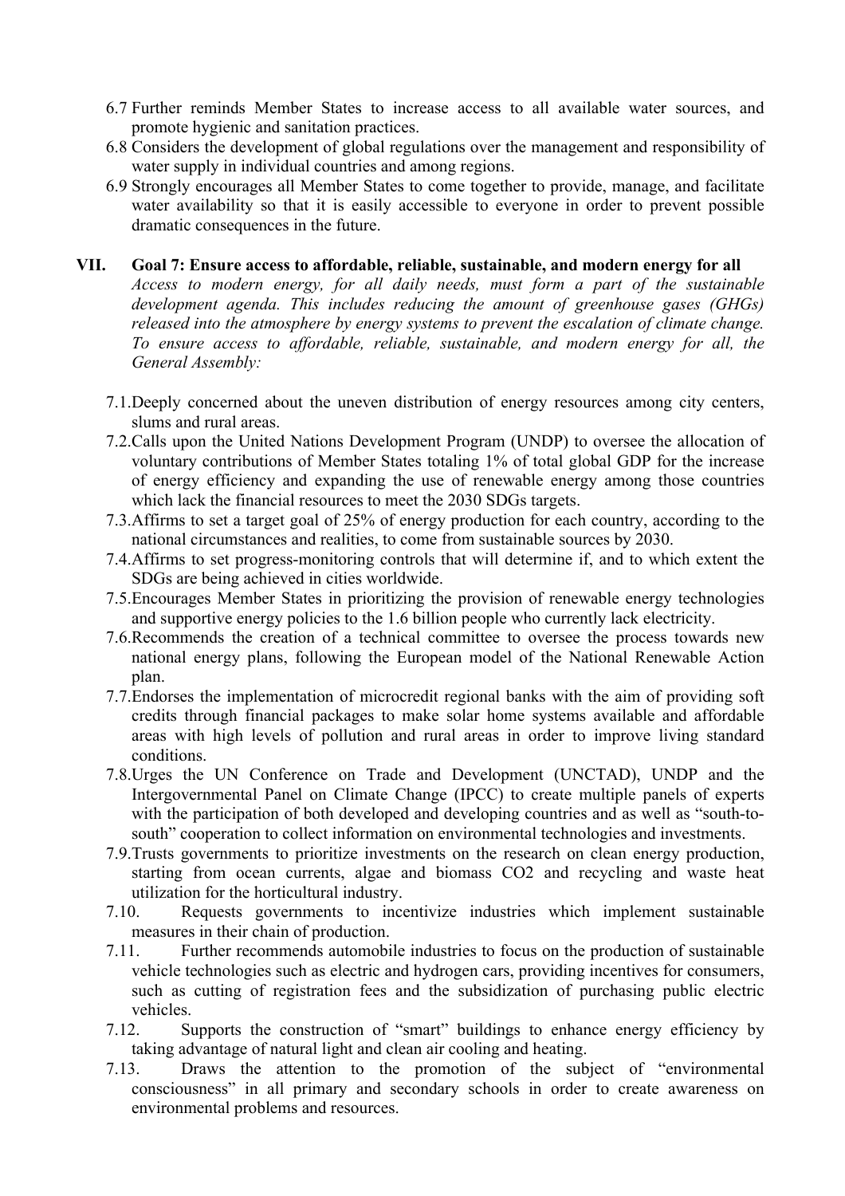6.7 Further reminds Member States to increase access to all available water sources, and promote hygienic and sanitation practices.

6.8 Considers the development of global regulations over the management and responsibility of water supply in individual countries and among regions.

6.9 Strongly encourages all Member States to come together to provide, manage, and facilitate water availability so that it is easily accessible to everyone in order to prevent possible dramatic consequences in the future.

## VII. Goal 7: Ensure access to affordable, reliable, sustainable, and modern energy for all

*Access to modern energy, for all daily needs, must form a part of the sustainable development agenda. This includes reducing the amount of greenhouse gases (GHGs) released into the atmosphere by energy systems to prevent the escalation of climate change. To ensure access to affordable, reliable, sustainable, and modern energy for all, the General Assembly:*

7.1. Deeply concerned about the uneven distribution of energy resources among city centers, slums and rural areas.

7.2. Calls upon the United Nations Development Program (UNDP) to oversee the allocation of voluntary contributions of Member States totaling 1% of total global GDP for the increase of energy efficiency and expanding the use of renewable energy among those countries which lack the financial resources to meet the 2030 SDGs targets.

7.3. Affirms to set a target goal of 25% of energy production for each country, according to the national circumstances and realities, to come from sustainable sources by 2030.

7.4. Affirms to set progress-monitoring controls that will determine if, and to which extent the SDGs are being achieved in cities worldwide.

7.5. Encourages Member States in prioritizing the provision of renewable energy technologies and supportive energy policies to the 1.6 billion people who currently lack electricity.

7.6. Recommends the creation of a technical committee to oversee the process towards new national energy plans, following the European model of the National Renewable Action plan.

7.7. Endorses the implementation of microcredit regional banks with the aim of providing soft credits through financial packages to make solar home systems available and affordable areas with high levels of pollution and rural areas in order to improve living standard conditions.

7.8. Urges the UN Conference on Trade and Development (UNCTAD), UNDP and the Intergovernmental Panel on Climate Change (IPCC) to create multiple panels of experts with the participation of both developed and developing countries and as well as "south-to-south" cooperation to collect information on environmental technologies and investments.

7.9. Trusts governments to prioritize investments on the research on clean energy production, starting from ocean currents, algae and biomass $CO_2$ and recycling and waste heat utilization for the horticultural industry.

7.10. Requests governments to incentivize industries which implement sustainable measures in their chain of production.

7.11. Further recommends automobile industries to focus on the production of sustainable vehicle technologies such as electric and hydrogen cars, providing incentives for consumers, such as cutting of registration fees and the subsidization of purchasing public electric vehicles.

7.12. Supports the construction of "smart" buildings to enhance energy efficiency by taking advantage of natural light and clean air cooling and heating.

7.13. Draws the attention to the promotion of the subject of "environmental consciousness" in all primary and secondary schools in order to create awareness on environmental problems and resources.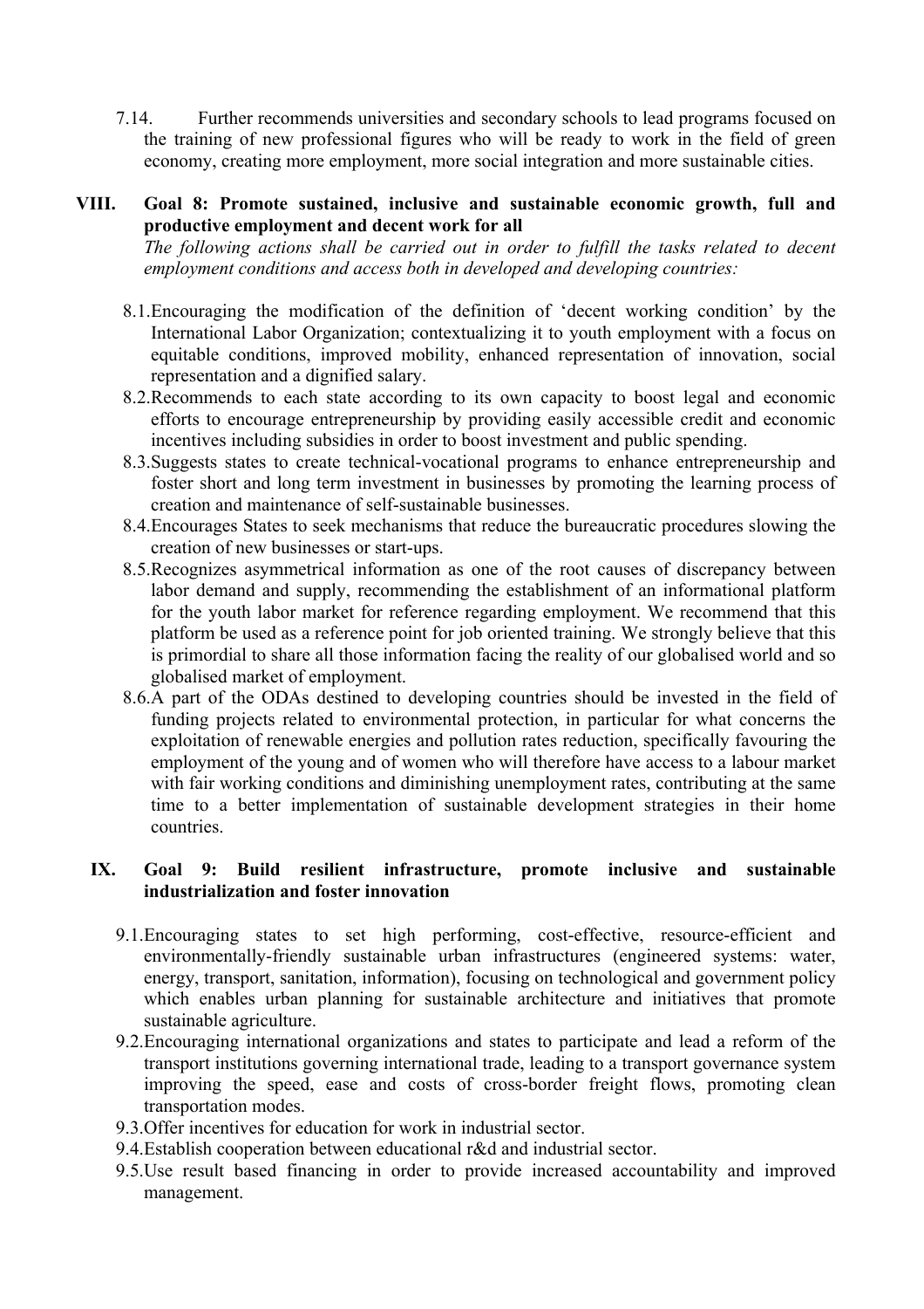7.14. Further recommends universities and secondary schools to lead programs focused on the training of new professional figures who will be ready to work in the field of green economy, creating more employment, more social integration and more sustainable cities.

## VIII. Goal 8: Promote sustained, inclusive and sustainable economic growth, full and productive employment and decent work for all

*The following actions shall be carried out in order to fulfill the tasks related to decent employment conditions and access both in developed and developing countries:*

8.1. Encouraging the modification of the definition of 'decent working condition' by the International Labor Organization; contextualizing it to youth employment with a focus on equitable conditions, improved mobility, enhanced representation of innovation, social representation and a dignified salary.

8.2. Recommends to each state according to its own capacity to boost legal and economic efforts to encourage entrepreneurship by providing easily accessible credit and economic incentives including subsidies in order to boost investment and public spending.

8.3. Suggests states to create technical-vocational programs to enhance entrepreneurship and foster short and long term investment in businesses by promoting the learning process of creation and maintenance of self-sustainable businesses.

8.4. Encourages States to seek mechanisms that reduce the bureaucratic procedures slowing the creation of new businesses or start-ups.

8.5. Recognizes asymmetrical information as one of the root causes of discrepancy between labor demand and supply, recommending the establishment of an informational platform for the youth labor market for reference regarding employment. We recommend that this platform be used as a reference point for job oriented training. We strongly believe that this is primordial to share all those information facing the reality of our globalised world and so globalised market of employment.

8.6. A part of the ODAs destined to developing countries should be invested in the field of funding projects related to environmental protection, in particular for what concerns the exploitation of renewable energies and pollution rates reduction, specifically favouring the employment of the young and of women who will therefore have access to a labour market with fair working conditions and diminishing unemployment rates, contributing at the same time to a better implementation of sustainable development strategies in their home countries.

## IX. Goal 9: Build resilient infrastructure, promote inclusive and sustainable industrialization and foster innovation

9.1. Encouraging states to set high performing, cost-effective, resource-efficient and environmentally-friendly sustainable urban infrastructures (engineered systems: water, energy, transport, sanitation, information), focusing on technological and government policy which enables urban planning for sustainable architecture and initiatives that promote sustainable agriculture.

9.2. Encouraging international organizations and states to participate and lead a reform of the transport institutions governing international trade, leading to a transport governance system improving the speed, ease and costs of cross-border freight flows, promoting clean transportation modes.

9.3. Offer incentives for education for work in industrial sector.

9.4. Establish cooperation between educational r&d and industrial sector.

9.5. Use result based financing in order to provide increased accountability and improved management.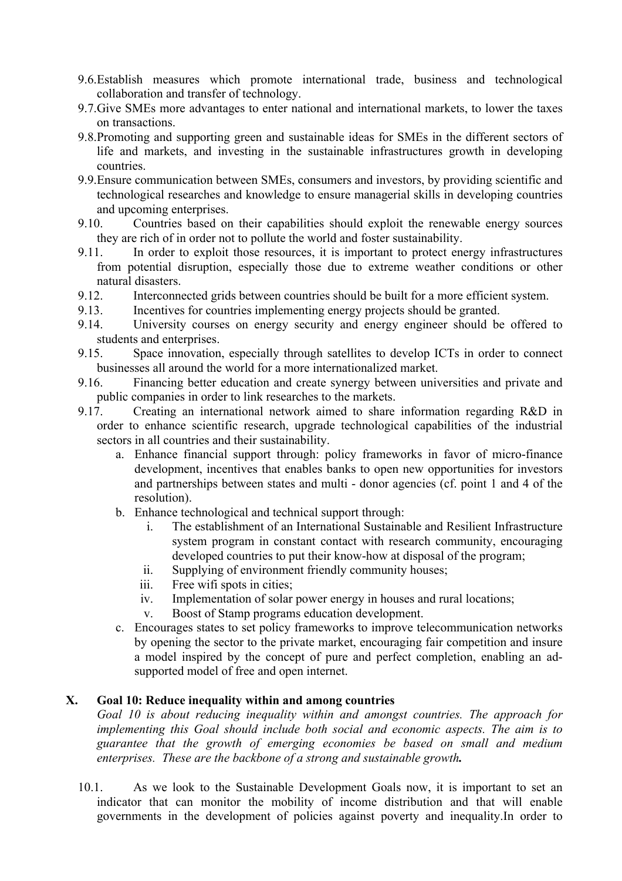9.6. Establish measures which promote international trade, business and technological collaboration and transfer of technology.

9.7. Give SMEs more advantages to enter national and international markets, to lower the taxes on transactions.

9.8. Promoting and supporting green and sustainable ideas for SMEs in the different sectors of life and markets, and investing in the sustainable infrastructures growth in developing countries.

9.9. Ensure communication between SMEs, consumers and investors, by providing scientific and technological researches and knowledge to ensure managerial skills in developing countries and upcoming enterprises.

9.10. Countries based on their capabilities should exploit the renewable energy sources they are rich of in order not to pollute the world and foster sustainability.

9.11. In order to exploit those resources, it is important to protect energy infrastructures from potential disruption, especially those due to extreme weather conditions or other natural disasters.

9.12. Interconnected grids between countries should be built for a more efficient system.

9.13. Incentives for countries implementing energy projects should be granted.

9.14. University courses on energy security and energy engineer should be offered to students and enterprises.

9.15. Space innovation, especially through satellites to develop ICTs in order to connect businesses all around the world for a more internationalized market.

9.16. Financing better education and create synergy between universities and private and public companies in order to link researches to the markets.

9.17. Creating an international network aimed to share information regarding R&D in order to enhance scientific research, upgrade technological capabilities of the industrial sectors in all countries and their sustainability.

   a. Enhance financial support through: policy frameworks in favor of micro-finance development, incentives that enables banks to open new opportunities for investors and partnerships between states and multi - donor agencies (cf. point 1 and 4 of the resolution).
   b. Enhance technological and technical support through:
      i. The establishment of an International Sustainable and Resilient Infrastructure system program in constant contact with research community, encouraging developed countries to put their know-how at disposal of the program;
      ii. Supplying of environment friendly community houses;
      iii. Free wifi spots in cities;
      iv. Implementation of solar power energy in houses and rural locations;
      v. Boost of Stamp programs education development.
   c. Encourages states to set policy frameworks to improve telecommunication networks by opening the sector to the private market, encouraging fair competition and insure a model inspired by the concept of pure and perfect completion, enabling an ad-supported model of free and open internet.

## X. Goal 10: Reduce inequality within and among countries

*Goal 10 is about reducing inequality within and amongst countries. The approach for implementing this Goal should include both social and economic aspects. The aim is to guarantee that the growth of emerging economies be based on small and medium enterprises. These are the backbone of a strong and sustainable growth.*

10.1. As we look to the Sustainable Development Goals now, it is important to set an indicator that can monitor the mobility of income distribution and that will enable governments in the development of policies against poverty and inequality.In order to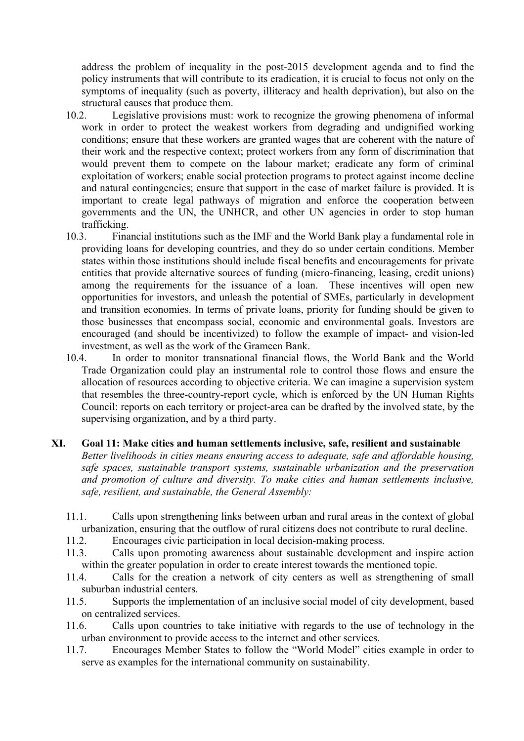address the problem of inequality in the post-2015 development agenda and to find the policy instruments that will contribute to its eradication, it is crucial to focus not only on the symptoms of inequality (such as poverty, illiteracy and health deprivation), but also on the structural causes that produce them.

10.2. Legislative provisions must: work to recognize the growing phenomena of informal work in order to protect the weakest workers from degrading and undignified working conditions; ensure that these workers are granted wages that are coherent with the nature of their work and the respective context; protect workers from any form of discrimination that would prevent them to compete on the labour market; eradicate any form of criminal exploitation of workers; enable social protection programs to protect against income decline and natural contingencies; ensure that support in the case of market failure is provided. It is important to create legal pathways of migration and enforce the cooperation between governments and the UN, the UNHCR, and other UN agencies in order to stop human trafficking.

10.3. Financial institutions such as the IMF and the World Bank play a fundamental role in providing loans for developing countries, and they do so under certain conditions. Member states within those institutions should include fiscal benefits and encouragements for private entities that provide alternative sources of funding (micro-financing, leasing, credit unions) among the requirements for the issuance of a loan. These incentives will open new opportunities for investors, and unleash the potential of SMEs, particularly in development and transition economies. In terms of private loans, priority for funding should be given to those businesses that encompass social, economic and environmental goals. Investors are encouraged (and should be incentivized) to follow the example of impact- and vision-led investment, as well as the work of the Grameen Bank.

10.4. In order to monitor transnational financial flows, the World Bank and the World Trade Organization could play an instrumental role to control those flows and ensure the allocation of resources according to objective criteria. We can imagine a supervision system that resembles the three-country-report cycle, which is enforced by the UN Human Rights Council: reports on each territory or project-area can be drafted by the involved state, by the supervising organization, and by a third party.

## XI. Goal 11: Make cities and human settlements inclusive, safe, resilient and sustainable

*Better livelihoods in cities means ensuring access to adequate, safe and affordable housing, safe spaces, sustainable transport systems, sustainable urbanization and the preservation and promotion of culture and diversity. To make cities and human settlements inclusive, safe, resilient, and sustainable, the General Assembly:*

11.1. Calls upon strengthening links between urban and rural areas in the context of global urbanization, ensuring that the outflow of rural citizens does not contribute to rural decline.

11.2. Encourages civic participation in local decision-making process.

11.3. Calls upon promoting awareness about sustainable development and inspire action within the greater population in order to create interest towards the mentioned topic.

11.4. Calls for the creation a network of city centers as well as strengthening of small suburban industrial centers.

11.5. Supports the implementation of an inclusive social model of city development, based on centralized services.

11.6. Calls upon countries to take initiative with regards to the use of technology in the urban environment to provide access to the internet and other services.

11.7. Encourages Member States to follow the "World Model" cities example in order to serve as examples for the international community on sustainability.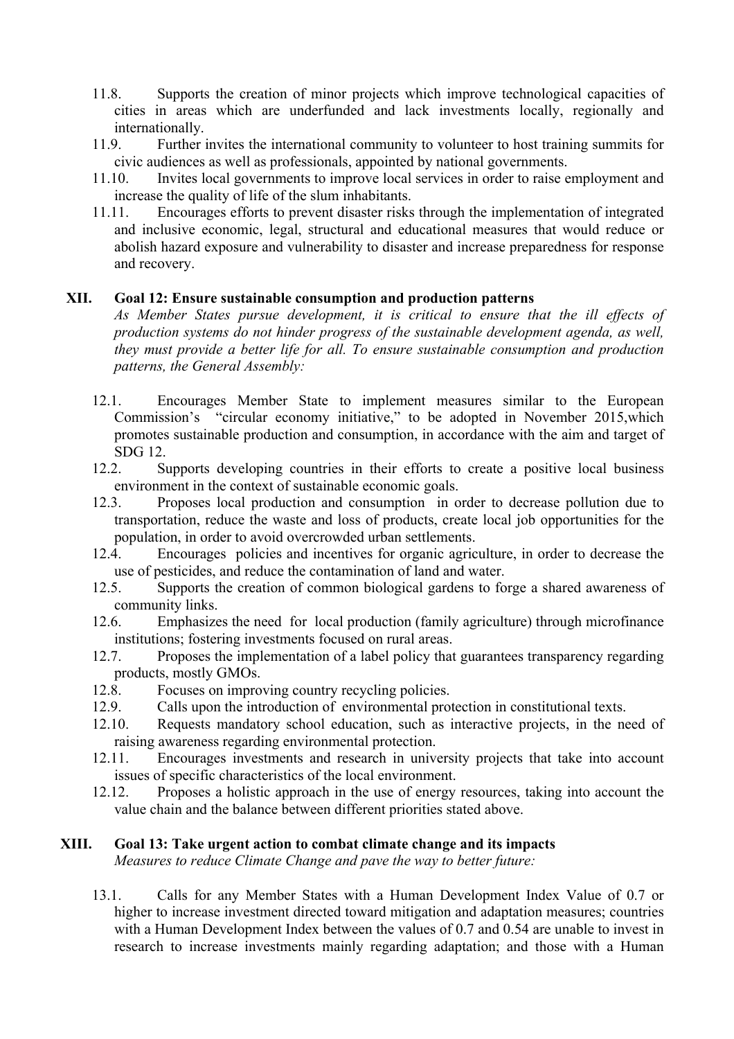11.8. Supports the creation of minor projects which improve technological capacities of cities in areas which are underfunded and lack investments locally, regionally and internationally.

11.9. Further invites the international community to volunteer to host training summits for civic audiences as well as professionals, appointed by national governments.

11.10. Invites local governments to improve local services in order to raise employment and increase the quality of life of the slum inhabitants.

11.11. Encourages efforts to prevent disaster risks through the implementation of integrated and inclusive economic, legal, structural and educational measures that would reduce or abolish hazard exposure and vulnerability to disaster and increase preparedness for response and recovery.

## XII. Goal 12: Ensure sustainable consumption and production patterns

*As Member States pursue development, it is critical to ensure that the ill effects of production systems do not hinder progress of the sustainable development agenda, as well, they must provide a better life for all. To ensure sustainable consumption and production patterns, the General Assembly:*

12.1. Encourages Member State to implement measures similar to the European Commission's "circular economy initiative," to be adopted in November 2015,which promotes sustainable production and consumption, in accordance with the aim and target of SDG 12.

12.2. Supports developing countries in their efforts to create a positive local business environment in the context of sustainable economic goals.

12.3. Proposes local production and consumption in order to decrease pollution due to transportation, reduce the waste and loss of products, create local job opportunities for the population, in order to avoid overcrowded urban settlements.

12.4. Encourages policies and incentives for organic agriculture, in order to decrease the use of pesticides, and reduce the contamination of land and water.

12.5. Supports the creation of common biological gardens to forge a shared awareness of community links.

12.6. Emphasizes the need for local production (family agriculture) through microfinance institutions; fostering investments focused on rural areas.

12.7. Proposes the implementation of a label policy that guarantees transparency regarding products, mostly GMOs.

12.8. Focuses on improving country recycling policies.

12.9. Calls upon the introduction of environmental protection in constitutional texts.

12.10. Requests mandatory school education, such as interactive projects, in the need of raising awareness regarding environmental protection.

12.11. Encourages investments and research in university projects that take into account issues of specific characteristics of the local environment.

12.12. Proposes a holistic approach in the use of energy resources, taking into account the value chain and the balance between different priorities stated above.

## XIII. Goal 13: Take urgent action to combat climate change and its impacts

*Measures to reduce Climate Change and pave the way to better future:*

13.1. Calls for any Member States with a Human Development Index Value of 0.7 or higher to increase investment directed toward mitigation and adaptation measures; countries with a Human Development Index between the values of 0.7 and 0.54 are unable to invest in research to increase investments mainly regarding adaptation; and those with a Human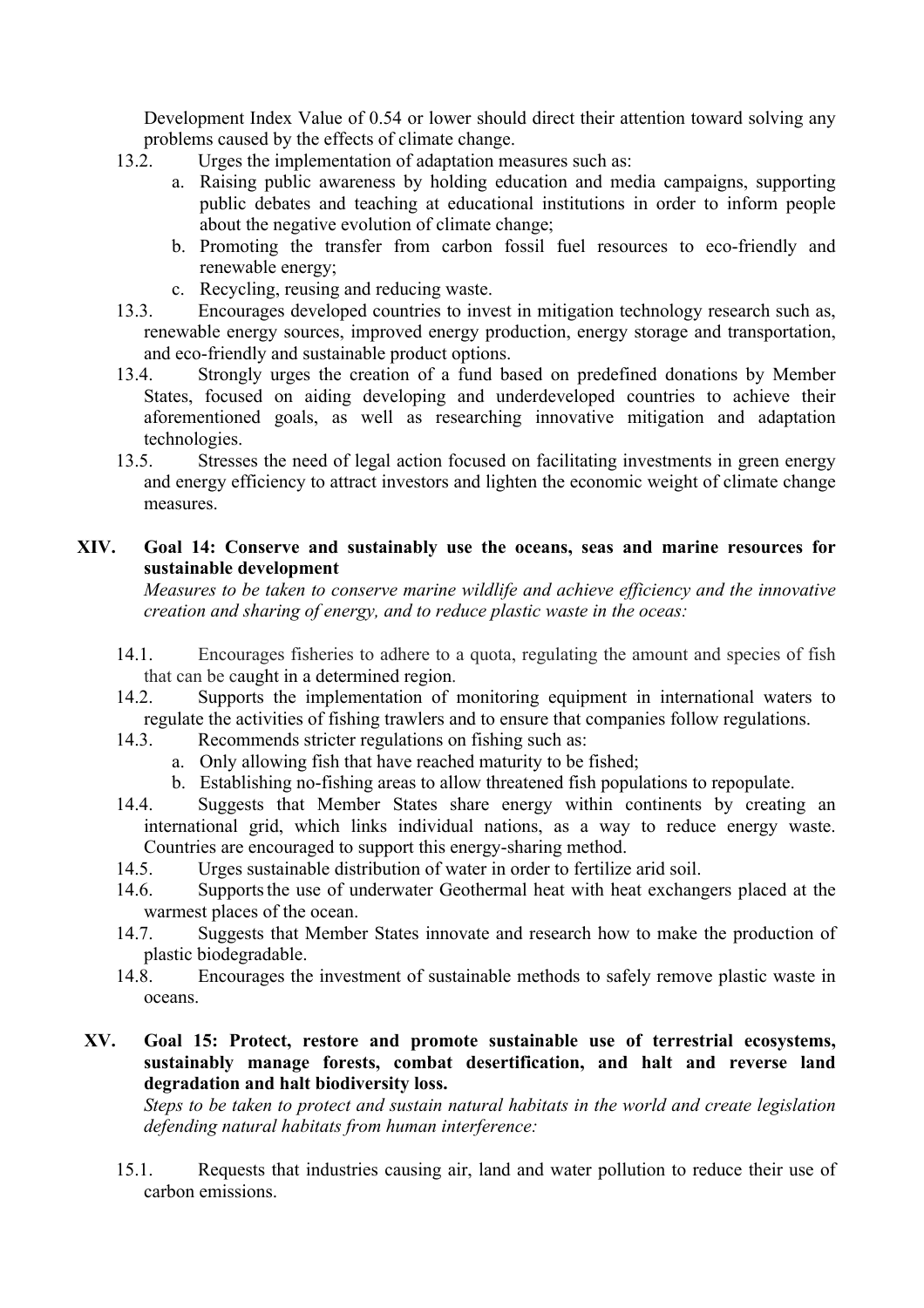Development Index Value of 0.54 or lower should direct their attention toward solving any problems caused by the effects of climate change.

13.2. Urges the implementation of adaptation measures such as:

a. Raising public awareness by holding education and media campaigns, supporting public debates and teaching at educational institutions in order to inform people about the negative evolution of climate change;
b. Promoting the transfer from carbon fossil fuel resources to eco-friendly and renewable energy;
c. Recycling, reusing and reducing waste.

13.3. Encourages developed countries to invest in mitigation technology research such as, renewable energy sources, improved energy production, energy storage and transportation, and eco-friendly and sustainable product options.

13.4. Strongly urges the creation of a fund based on predefined donations by Member States, focused on aiding developing and underdeveloped countries to achieve their aforementioned goals, as well as researching innovative mitigation and adaptation technologies.

13.5. Stresses the need of legal action focused on facilitating investments in green energy and energy efficiency to attract investors and lighten the economic weight of climate change measures.

## XIV. Goal 14: Conserve and sustainably use the oceans, seas and marine resources for sustainable development

*Measures to be taken to conserve marine wildlife and achieve efficiency and the innovative creation and sharing of energy, and to reduce plastic waste in the oceas:*

14.1. Encourages fisheries to adhere to a quota, regulating the amount and species of fish that can be caught in a determined region.

14.2. Supports the implementation of monitoring equipment in international waters to regulate the activities of fishing trawlers and to ensure that companies follow regulations.

14.3. Recommends stricter regulations on fishing such as:

a. Only allowing fish that have reached maturity to be fished;
b. Establishing no-fishing areas to allow threatened fish populations to repopulate.

14.4. Suggests that Member States share energy within continents by creating an international grid, which links individual nations, as a way to reduce energy waste. Countries are encouraged to support this energy-sharing method.

14.5. Urges sustainable distribution of water in order to fertilize arid soil.

14.6. Supports the use of underwater Geothermal heat with heat exchangers placed at the warmest places of the ocean.

14.7. Suggests that Member States innovate and research how to make the production of plastic biodegradable.

14.8. Encourages the investment of sustainable methods to safely remove plastic waste in oceans.

## XV. Goal 15: Protect, restore and promote sustainable use of terrestrial ecosystems, sustainably manage forests, combat desertification, and halt and reverse land degradation and halt biodiversity loss.

*Steps to be taken to protect and sustain natural habitats in the world and create legislation defending natural habitats from human interference:*

15.1. Requests that industries causing air, land and water pollution to reduce their use of carbon emissions.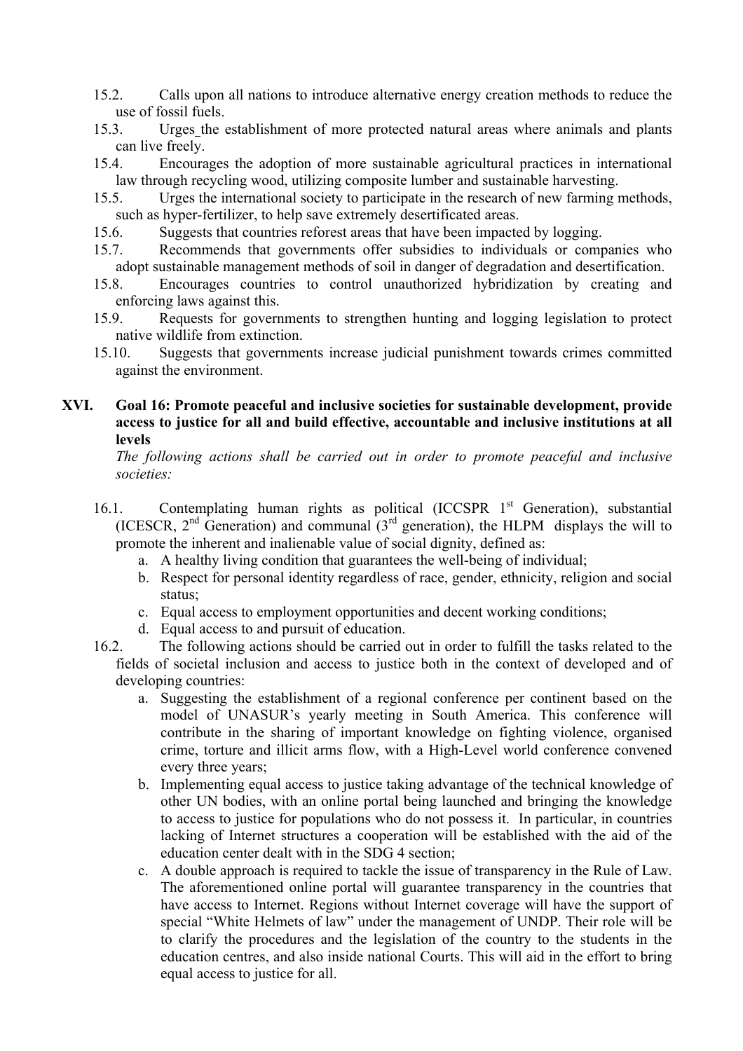15.2. Calls upon all nations to introduce alternative energy creation methods to reduce the use of fossil fuels.

15.3. Urges the establishment of more protected natural areas where animals and plants can live freely.

15.4. Encourages the adoption of more sustainable agricultural practices in international law through recycling wood, utilizing composite lumber and sustainable harvesting.

15.5. Urges the international society to participate in the research of new farming methods, such as hyper-fertilizer, to help save extremely desertificated areas.

15.6. Suggests that countries reforest areas that have been impacted by logging.

15.7. Recommends that governments offer subsidies to individuals or companies who adopt sustainable management methods of soil in danger of degradation and desertification.

15.8. Encourages countries to control unauthorized hybridization by creating and enforcing laws against this.

15.9. Requests for governments to strengthen hunting and logging legislation to protect native wildlife from extinction.

15.10. Suggests that governments increase judicial punishment towards crimes committed against the environment.

## XVI. Goal 16: Promote peaceful and inclusive societies for sustainable development, provide access to justice for all and build effective, accountable and inclusive institutions at all levels

*The following actions shall be carried out in order to promote peaceful and inclusive societies:*

16.1. Contemplating human rights as political (ICCSPR 1st Generation), substantial (ICESCR, 2nd Generation) and communal (3rd generation), the HLPM displays the will to promote the inherent and inalienable value of social dignity, defined as:

a. A healthy living condition that guarantees the well-being of individual;
b. Respect for personal identity regardless of race, gender, ethnicity, religion and social status;
c. Equal access to employment opportunities and decent working conditions;
d. Equal access to and pursuit of education.

16.2. The following actions should be carried out in order to fulfill the tasks related to the fields of societal inclusion and access to justice both in the context of developed and of developing countries:

a. Suggesting the establishment of a regional conference per continent based on the model of UNASUR's yearly meeting in South America. This conference will contribute in the sharing of important knowledge on fighting violence, organised crime, torture and illicit arms flow, with a High-Level world conference convened every three years;
b. Implementing equal access to justice taking advantage of the technical knowledge of other UN bodies, with an online portal being launched and bringing the knowledge to access to justice for populations who do not possess it. In particular, in countries lacking of Internet structures a cooperation will be established with the aid of the education center dealt with in the SDG 4 section;
c. A double approach is required to tackle the issue of transparency in the Rule of Law. The aforementioned online portal will guarantee transparency in the countries that have access to Internet. Regions without Internet coverage will have the support of special "White Helmets of law" under the management of UNDP. Their role will be to clarify the procedures and the legislation of the country to the students in the education centres, and also inside national Courts. This will aid in the effort to bring equal access to justice for all.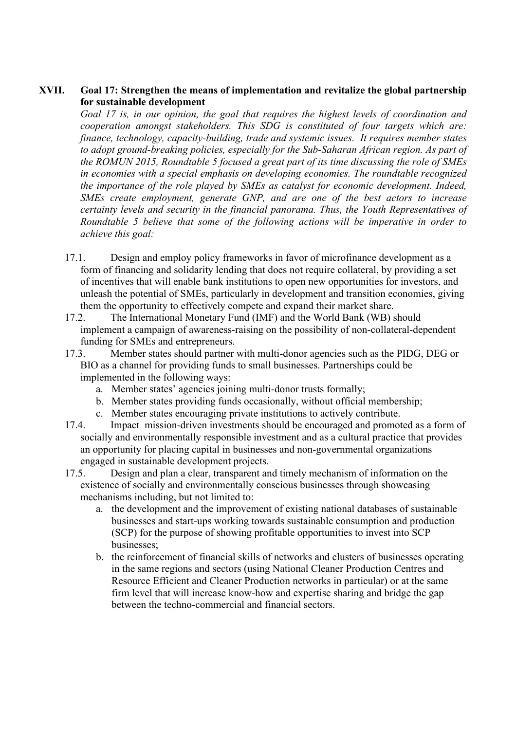## XVII. Goal 17: Strengthen the means of implementation and revitalize the global partnership for sustainable development

*Goal 17 is, in our opinion, the goal that requires the highest levels of coordination and cooperation amongst stakeholders. This SDG is constituted of four targets which are: finance, technology, capacity-building, trade and systemic issues. It requires member states to adopt ground-breaking policies, especially for the Sub-Saharan African region. As part of the ROMUN 2015, Roundtable 5 focused a great part of its time discussing the role of SMEs in economies with a special emphasis on developing economies. The roundtable recognized the importance of the role played by SMEs as catalyst for economic development. Indeed, SMEs create employment, generate GNP, and are one of the best actors to increase certainty levels and security in the financial panorama. Thus, the Youth Representatives of Roundtable 5 believe that some of the following actions will be imperative in order to achieve this goal:*

17.1. Design and employ policy frameworks in favor of microfinance development as a form of financing and solidarity lending that does not require collateral, by providing a set of incentives that will enable bank institutions to open new opportunities for investors, and unleash the potential of SMEs, particularly in development and transition economies, giving them the opportunity to effectively compete and expand their market share.

17.2. The International Monetary Fund (IMF) and the World Bank (WB) should implement a campaign of awareness-raising on the possibility of non-collateral-dependent funding for SMEs and entrepreneurs.

17.3. Member states should partner with multi-donor agencies such as the PIDG, DEG or BIO as a channel for providing funds to small businesses. Partnerships could be implemented in the following ways:

a. Member states' agencies joining multi-donor trusts formally;
b. Member states providing funds occasionally, without official membership;
c. Member states encouraging private institutions to actively contribute.

17.4. Impact mission-driven investments should be encouraged and promoted as a form of socially and environmentally responsible investment and as a cultural practice that provides an opportunity for placing capital in businesses and non-governmental organizations engaged in sustainable development projects.

17.5. Design and plan a clear, transparent and timely mechanism of information on the existence of socially and environmentally conscious businesses through showcasing mechanisms including, but not limited to:

a. the development and the improvement of existing national databases of sustainable businesses and start-ups working towards sustainable consumption and production (SCP) for the purpose of showing profitable opportunities to invest into SCP businesses;
b. the reinforcement of financial skills of networks and clusters of businesses operating in the same regions and sectors (using National Cleaner Production Centres and Resource Efficient and Cleaner Production networks in particular) or at the same firm level that will increase know-how and expertise sharing and bridge the gap between the techno-commercial and financial sectors.